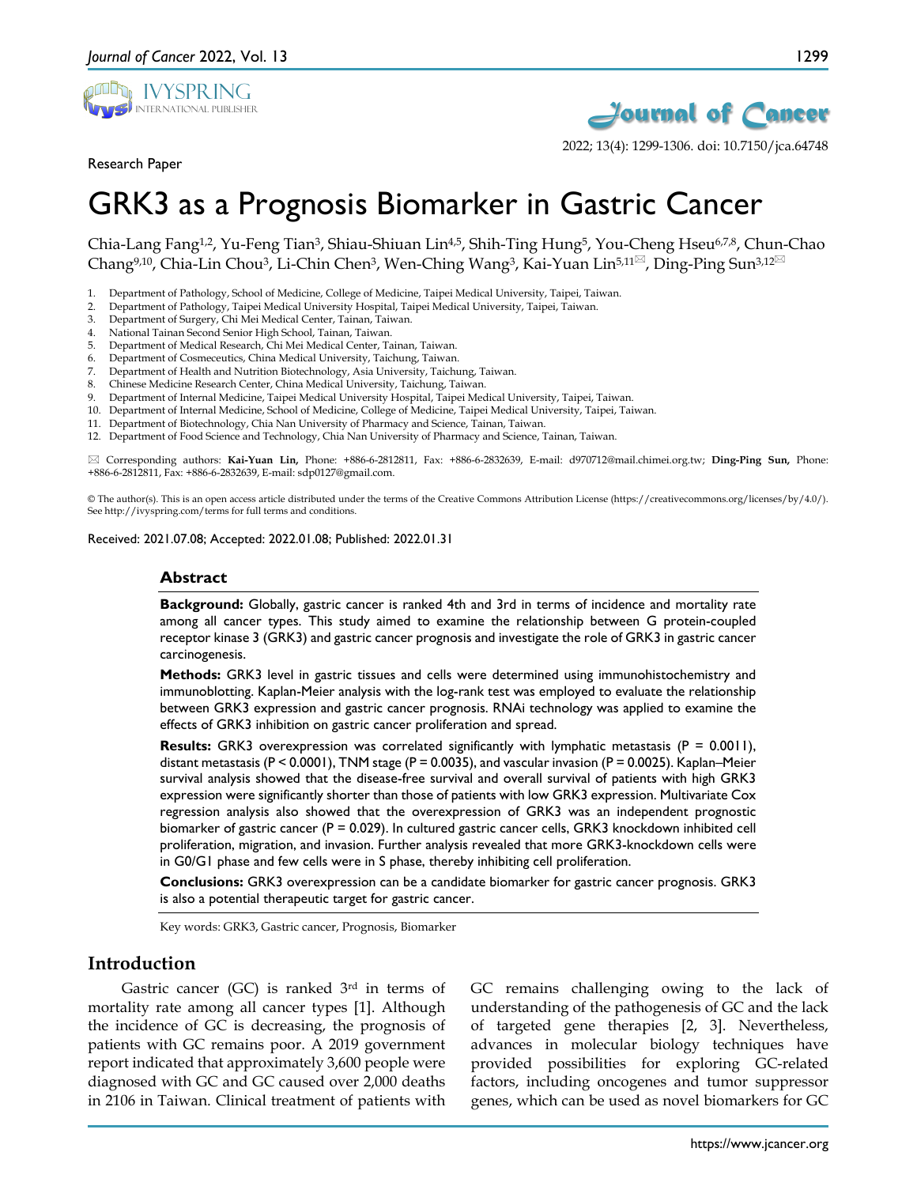Research Paper

# GRK3 as a Prognosis Biomarker in Gastric Cancer

Chia-Lang Fang[1,2], Yu-Feng Tian[3], Shiau-Shiuan Lin[4,5], Shih-Ting Hung[5], You-Cheng Hseu[6,7,8], Chun-Chao Chang[9,10], Chia-Lin Chou[3], Li-Chin Chen[3], Wen-Ching Wang[3], Kai-Yuan Lin[5,11]✉, Ding-Ping Sun[3,12]✉

1. Department of Pathology, School of Medicine, College of Medicine, Taipei Medical University, Taipei, Taiwan.
2. Department of Pathology, Taipei Medical University Hospital, Taipei Medical University, Taipei, Taiwan.
3. Department of Surgery, Chi Mei Medical Center, Tainan, Taiwan.
4. National Tainan Second Senior High School, Tainan, Taiwan.
5. Department of Medical Research, Chi Mei Medical Center, Tainan, Taiwan.
6. Department of Cosmeceutics, China Medical University, Taichung, Taiwan.
7. Department of Health and Nutrition Biotechnology, Asia University, Taichung, Taiwan.
8. Chinese Medicine Research Center, China Medical University, Taichung, Taiwan.
9. Department of Internal Medicine, Taipei Medical University Hospital, Taipei Medical University, Taipei, Taiwan.
10. Department of Internal Medicine, School of Medicine, College of Medicine, Taipei Medical University, Taipei, Taiwan.
11. Department of Biotechnology, Chia Nan University of Pharmacy and Science, Tainan, Taiwan.
12. Department of Food Science and Technology, Chia Nan University of Pharmacy and Science, Tainan, Taiwan.

✉ Corresponding authors: **Kai-Yuan Lin,** Phone: +886-6-2812811, Fax: +886-6-2832639, E-mail: d970712@mail.chimei.org.tw; **Ding-Ping Sun,** Phone: +886-6-2812811, Fax: +886-6-2832639, E-mail: sdp0127@gmail.com.

© The author(s). This is an open access article distributed under the terms of the Creative Commons Attribution License (https://creativecommons.org/licenses/by/4.0/). See http://ivyspring.com/terms for full terms and conditions.

Received: 2021.07.08; Accepted: 2022.01.08; Published: 2022.01.31

## Abstract

**Background:** Globally, gastric cancer is ranked 4th and 3rd in terms of incidence and mortality rate among all cancer types. This study aimed to examine the relationship between G protein-coupled receptor kinase 3 (GRK3) and gastric cancer prognosis and investigate the role of GRK3 in gastric cancer carcinogenesis.

**Methods:** GRK3 level in gastric tissues and cells were determined using immunohistochemistry and immunoblotting. Kaplan-Meier analysis with the log-rank test was employed to evaluate the relationship between GRK3 expression and gastric cancer prognosis. RNAi technology was applied to examine the effects of GRK3 inhibition on gastric cancer proliferation and spread.

**Results:** GRK3 overexpression was correlated significantly with lymphatic metastasis ($P = 0.0011$), distant metastasis ($P < 0.0001$), TNM stage ($P = 0.0035$), and vascular invasion ($P = 0.0025$). Kaplan–Meier survival analysis showed that the disease-free survival and overall survival of patients with high GRK3 expression were significantly shorter than those of patients with low GRK3 expression. Multivariate Cox regression analysis also showed that the overexpression of GRK3 was an independent prognostic biomarker of gastric cancer ($P = 0.029$). In cultured gastric cancer cells, GRK3 knockdown inhibited cell proliferation, migration, and invasion. Further analysis revealed that more GRK3-knockdown cells were in G0/G1 phase and few cells were in S phase, thereby inhibiting cell proliferation.

**Conclusions:** GRK3 overexpression can be a candidate biomarker for gastric cancer prognosis. GRK3 is also a potential therapeutic target for gastric cancer.

Key words: GRK3, Gastric cancer, Prognosis, Biomarker

## Introduction

Gastric cancer (GC) is ranked 3rd in terms of mortality rate among all cancer types [1]. Although the incidence of GC is decreasing, the prognosis of patients with GC remains poor. A 2019 government report indicated that approximately 3,600 people were diagnosed with GC and GC caused over 2,000 deaths in 2106 in Taiwan. Clinical treatment of patients with GC remains challenging owing to the lack of understanding of the pathogenesis of GC and the lack of targeted gene therapies [2, 3]. Nevertheless, advances in molecular biology techniques have provided possibilities for exploring GC-related factors, including oncogenes and tumor suppressor genes, which can be used as novel biomarkers for GC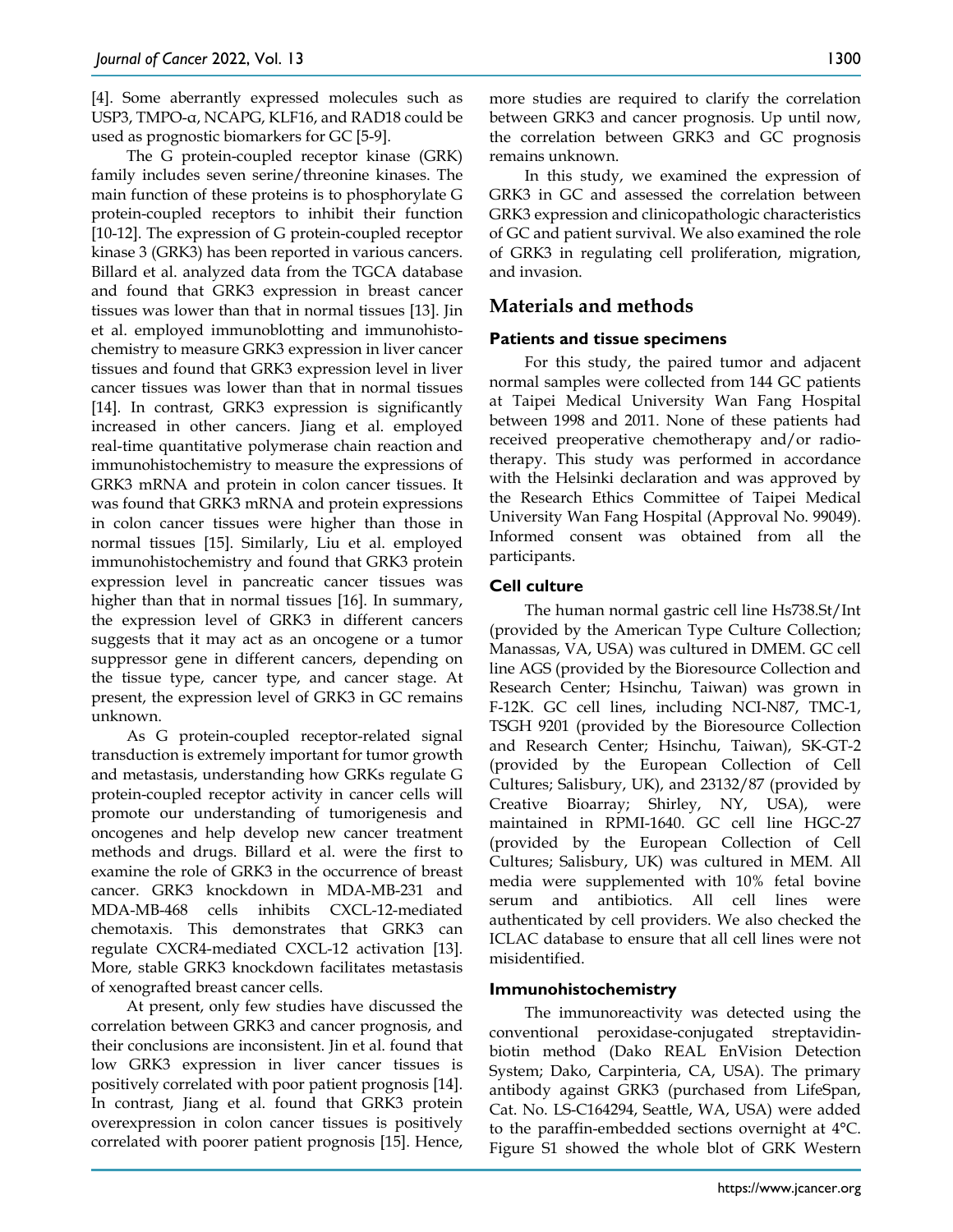[4]. Some aberrantly expressed molecules such as USP3, TMPO-α, NCAPG, KLF16, and RAD18 could be used as prognostic biomarkers for GC [5-9].

The G protein-coupled receptor kinase (GRK) family includes seven serine/threonine kinases. The main function of these proteins is to phosphorylate G protein-coupled receptors to inhibit their function [10-12]. The expression of G protein-coupled receptor kinase 3 (GRK3) has been reported in various cancers. Billard et al. analyzed data from the TGCA database and found that GRK3 expression in breast cancer tissues was lower than that in normal tissues [13]. Jin et al. employed immunoblotting and immunohistochemistry to measure GRK3 expression in liver cancer tissues and found that GRK3 expression level in liver cancer tissues was lower than that in normal tissues [14]. In contrast, GRK3 expression is significantly increased in other cancers. Jiang et al. employed real-time quantitative polymerase chain reaction and immunohistochemistry to measure the expressions of GRK3 mRNA and protein in colon cancer tissues. It was found that GRK3 mRNA and protein expressions in colon cancer tissues were higher than those in normal tissues [15]. Similarly, Liu et al. employed immunohistochemistry and found that GRK3 protein expression level in pancreatic cancer tissues was higher than that in normal tissues [16]. In summary, the expression level of GRK3 in different cancers suggests that it may act as an oncogene or a tumor suppressor gene in different cancers, depending on the tissue type, cancer type, and cancer stage. At present, the expression level of GRK3 in GC remains unknown.

As G protein-coupled receptor-related signal transduction is extremely important for tumor growth and metastasis, understanding how GRKs regulate G protein-coupled receptor activity in cancer cells will promote our understanding of tumorigenesis and oncogenes and help develop new cancer treatment methods and drugs. Billard et al. were the first to examine the role of GRK3 in the occurrence of breast cancer. GRK3 knockdown in MDA-MB-231 and MDA-MB-468 cells inhibits CXCL-12-mediated chemotaxis. This demonstrates that GRK3 can regulate CXCR4-mediated CXCL-12 activation [13]. More, stable GRK3 knockdown facilitates metastasis of xenografted breast cancer cells.

At present, only few studies have discussed the correlation between GRK3 and cancer prognosis, and their conclusions are inconsistent. Jin et al. found that low GRK3 expression in liver cancer tissues is positively correlated with poor patient prognosis [14]. In contrast, Jiang et al. found that GRK3 protein overexpression in colon cancer tissues is positively correlated with poorer patient prognosis [15]. Hence, more studies are required to clarify the correlation between GRK3 and cancer prognosis. Up until now, the correlation between GRK3 and GC prognosis remains unknown.

In this study, we examined the expression of GRK3 in GC and assessed the correlation between GRK3 expression and clinicopathologic characteristics of GC and patient survival. We also examined the role of GRK3 in regulating cell proliferation, migration, and invasion.

## Materials and methods

### Patients and tissue specimens

For this study, the paired tumor and adjacent normal samples were collected from 144 GC patients at Taipei Medical University Wan Fang Hospital between 1998 and 2011. None of these patients had received preoperative chemotherapy and/or radiotherapy. This study was performed in accordance with the Helsinki declaration and was approved by the Research Ethics Committee of Taipei Medical University Wan Fang Hospital (Approval No. 99049). Informed consent was obtained from all the participants.

### Cell culture

The human normal gastric cell line Hs738.St/Int (provided by the American Type Culture Collection; Manassas, VA, USA) was cultured in DMEM. GC cell line AGS (provided by the Bioresource Collection and Research Center; Hsinchu, Taiwan) was grown in F-12K. GC cell lines, including NCI-N87, TMC-1, TSGH 9201 (provided by the Bioresource Collection and Research Center; Hsinchu, Taiwan), SK-GT-2 (provided by the European Collection of Cell Cultures; Salisbury, UK), and 23132/87 (provided by Creative Bioarray; Shirley, NY, USA), were maintained in RPMI-1640. GC cell line HGC-27 (provided by the European Collection of Cell Cultures; Salisbury, UK) was cultured in MEM. All media were supplemented with 10% fetal bovine serum and antibiotics. All cell lines were authenticated by cell providers. We also checked the ICLAC database to ensure that all cell lines were not misidentified.

### Immunohistochemistry

The immunoreactivity was detected using the conventional peroxidase-conjugated streptavidin-biotin method (Dako REAL EnVision Detection System; Dako, Carpinteria, CA, USA). The primary antibody against GRK3 (purchased from LifeSpan, Cat. No. LS-C164294, Seattle, WA, USA) were added to the paraffin-embedded sections overnight at 4°C. Figure S1 showed the whole blot of GRK Western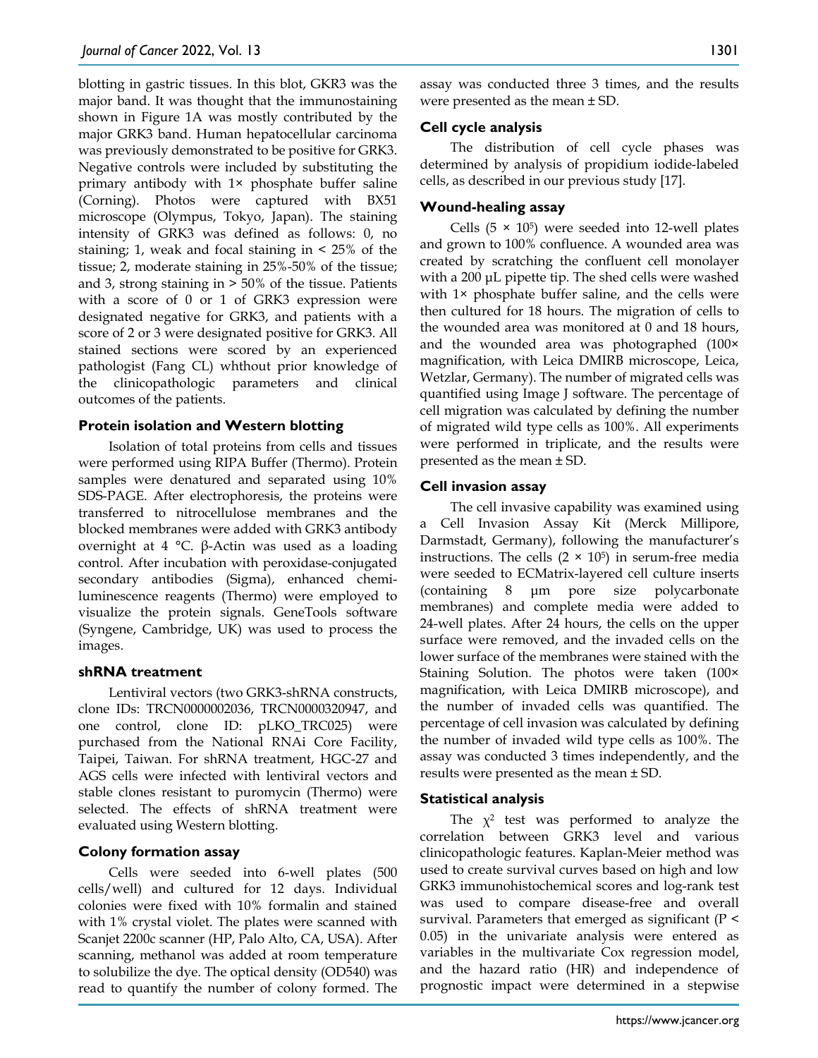blotting in gastric tissues. In this blot, GKR3 was the major band. It was thought that the immunostaining shown in Figure 1A was mostly contributed by the major GRK3 band. Human hepatocellular carcinoma was previously demonstrated to be positive for GRK3. Negative controls were included by substituting the primary antibody with 1× phosphate buffer saline (Corning). Photos were captured with BX51 microscope (Olympus, Tokyo, Japan). The staining intensity of GRK3 was defined as follows: 0, no staining; 1, weak and focal staining in < 25% of the tissue; 2, moderate staining in 25%-50% of the tissue; and 3, strong staining in > 50% of the tissue. Patients with a score of 0 or 1 of GRK3 expression were designated negative for GRK3, and patients with a score of 2 or 3 were designated positive for GRK3. All stained sections were scored by an experienced pathologist (Fang CL) whthout prior knowledge of the clinicopathologic parameters and clinical outcomes of the patients.

### Protein isolation and Western blotting

Isolation of total proteins from cells and tissues were performed using RIPA Buffer (Thermo). Protein samples were denatured and separated using 10% SDS-PAGE. After electrophoresis, the proteins were transferred to nitrocellulose membranes and the blocked membranes were added with GRK3 antibody overnight at 4 °C. β-Actin was used as a loading control. After incubation with peroxidase-conjugated secondary antibodies (Sigma), enhanced chemiluminescence reagents (Thermo) were employed to visualize the protein signals. GeneTools software (Syngene, Cambridge, UK) was used to process the images.

### shRNA treatment

Lentiviral vectors (two GRK3-shRNA constructs, clone IDs: TRCN0000002036, TRCN0000320947, and one control, clone ID: pLKO_TRC025) were purchased from the National RNAi Core Facility, Taipei, Taiwan. For shRNA treatment, HGC-27 and AGS cells were infected with lentiviral vectors and stable clones resistant to puromycin (Thermo) were selected. The effects of shRNA treatment were evaluated using Western blotting.

### Colony formation assay

Cells were seeded into 6-well plates (500 cells/well) and cultured for 12 days. Individual colonies were fixed with 10% formalin and stained with 1% crystal violet. The plates were scanned with Scanjet 2200c scanner (HP, Palo Alto, CA, USA). After scanning, methanol was added at room temperature to solubilize the dye. The optical density (OD540) was read to quantify the number of colony formed. The assay was conducted three 3 times, and the results were presented as the mean ± SD.

### Cell cycle analysis

The distribution of cell cycle phases was determined by analysis of propidium iodide-labeled cells, as described in our previous study [17].

### Wound-healing assay

Cells ($5 \times 10^5$) were seeded into 12-well plates and grown to 100% confluence. A wounded area was created by scratching the confluent cell monolayer with a 200 μL pipette tip. The shed cells were washed with 1× phosphate buffer saline, and the cells were then cultured for 18 hours. The migration of cells to the wounded area was monitored at 0 and 18 hours, and the wounded area was photographed (100× magnification, with Leica DMIRB microscope, Leica, Wetzlar, Germany). The number of migrated cells was quantified using Image J software. The percentage of cell migration was calculated by defining the number of migrated wild type cells as 100%. All experiments were performed in triplicate, and the results were presented as the mean ± SD.

### Cell invasion assay

The cell invasive capability was examined using a Cell Invasion Assay Kit (Merck Millipore, Darmstadt, Germany), following the manufacturer's instructions. The cells ($2 \times 10^5$) in serum-free media were seeded to ECMatrix-layered cell culture inserts (containing 8 μm pore size polycarbonate membranes) and complete media were added to 24-well plates. After 24 hours, the cells on the upper surface were removed, and the invaded cells on the lower surface of the membranes were stained with the Staining Solution. The photos were taken (100× magnification, with Leica DMIRB microscope), and the number of invaded cells was quantified. The percentage of cell invasion was calculated by defining the number of invaded wild type cells as 100%. The assay was conducted 3 times independently, and the results were presented as the mean ± SD.

### Statistical analysis

The $\chi^2$ test was performed to analyze the correlation between GRK3 level and various clinicopathologic features. Kaplan-Meier method was used to create survival curves based on high and low GRK3 immunohistochemical scores and log-rank test was used to compare disease-free and overall survival. Parameters that emerged as significant ($P < 0.05$) in the univariate analysis were entered as variables in the multivariate Cox regression model, and the hazard ratio (HR) and independence of prognostic impact were determined in a stepwise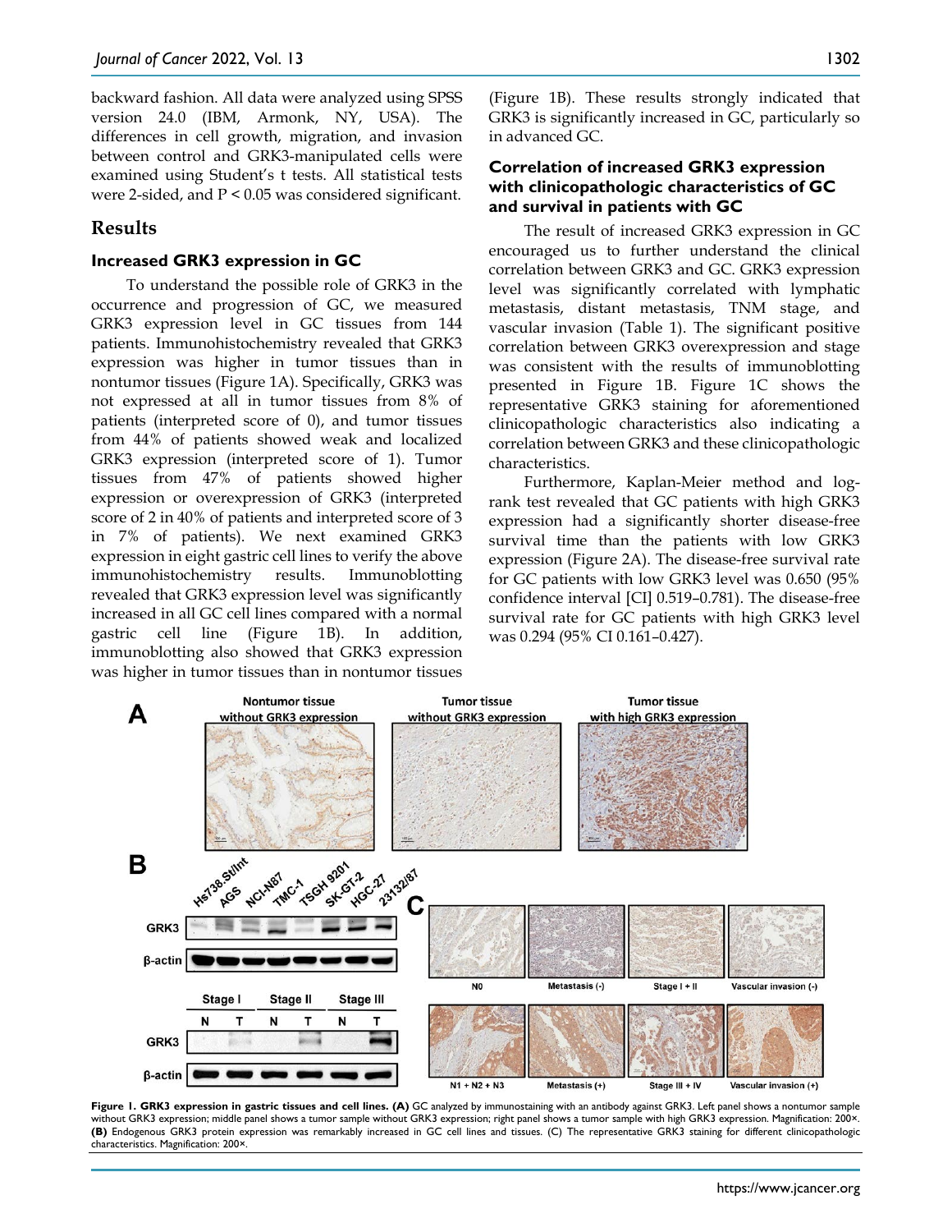backward fashion. All data were analyzed using SPSS version 24.0 (IBM, Armonk, NY, USA). The differences in cell growth, migration, and invasion between control and GRK3-manipulated cells were examined using Student's t tests. All statistical tests were 2-sided, and $P < 0.05$ was considered significant.

## Results

### Increased GRK3 expression in GC

To understand the possible role of GRK3 in the occurrence and progression of GC, we measured GRK3 expression level in GC tissues from 144 patients. Immunohistochemistry revealed that GRK3 expression was higher in tumor tissues than in nontumor tissues (Figure 1A). Specifically, GRK3 was not expressed at all in tumor tissues from 8% of patients (interpreted score of 0), and tumor tissues from 44% of patients showed weak and localized GRK3 expression (interpreted score of 1). Tumor tissues from 47% of patients showed higher expression or overexpression of GRK3 (interpreted score of 2 in 40% of patients and interpreted score of 3 in 7% of patients). We next examined GRK3 expression in eight gastric cell lines to verify the above immunohistochemistry results. Immunoblotting revealed that GRK3 expression level was significantly increased in all GC cell lines compared with a normal gastric cell line (Figure 1B). In addition, immunoblotting also showed that GRK3 expression was higher in tumor tissues than in nontumor tissues (Figure 1B). These results strongly indicated that GRK3 is significantly increased in GC, particularly so in advanced GC.

### Correlation of increased GRK3 expression with clinicopathologic characteristics of GC and survival in patients with GC

The result of increased GRK3 expression in GC encouraged us to further understand the clinical correlation between GRK3 and GC. GRK3 expression level was significantly correlated with lymphatic metastasis, distant metastasis, TNM stage, and vascular invasion (Table 1). The significant positive correlation between GRK3 overexpression and stage was consistent with the results of immunoblotting presented in Figure 1B. Figure 1C shows the representative GRK3 staining for aforementioned clinicopathologic characteristics also indicating a correlation between GRK3 and these clinicopathologic characteristics.

Furthermore, Kaplan-Meier method and log-rank test revealed that GC patients with high GRK3 expression had a significantly shorter disease-free survival time than the patients with low GRK3 expression (Figure 2A). The disease-free survival rate for GC patients with low GRK3 level was 0.650 (95% confidence interval [CI] 0.519–0.781). The disease-free survival rate for GC patients with high GRK3 level was 0.294 (95% CI 0.161–0.427).

**Figure 1. GRK3 expression in gastric tissues and cell lines. (A)** GC analyzed by immunostaining with an antibody against GRK3. Left panel shows a nontumor sample without GRK3 expression; middle panel shows a tumor sample without GRK3 expression; right panel shows a tumor sample with high GRK3 expression. Magnification: 200×. **(B)** Endogenous GRK3 protein expression was remarkably increased in GC cell lines and tissues. (C) The representative GRK3 staining for different clinicopathologic characteristics. Magnification: 200×.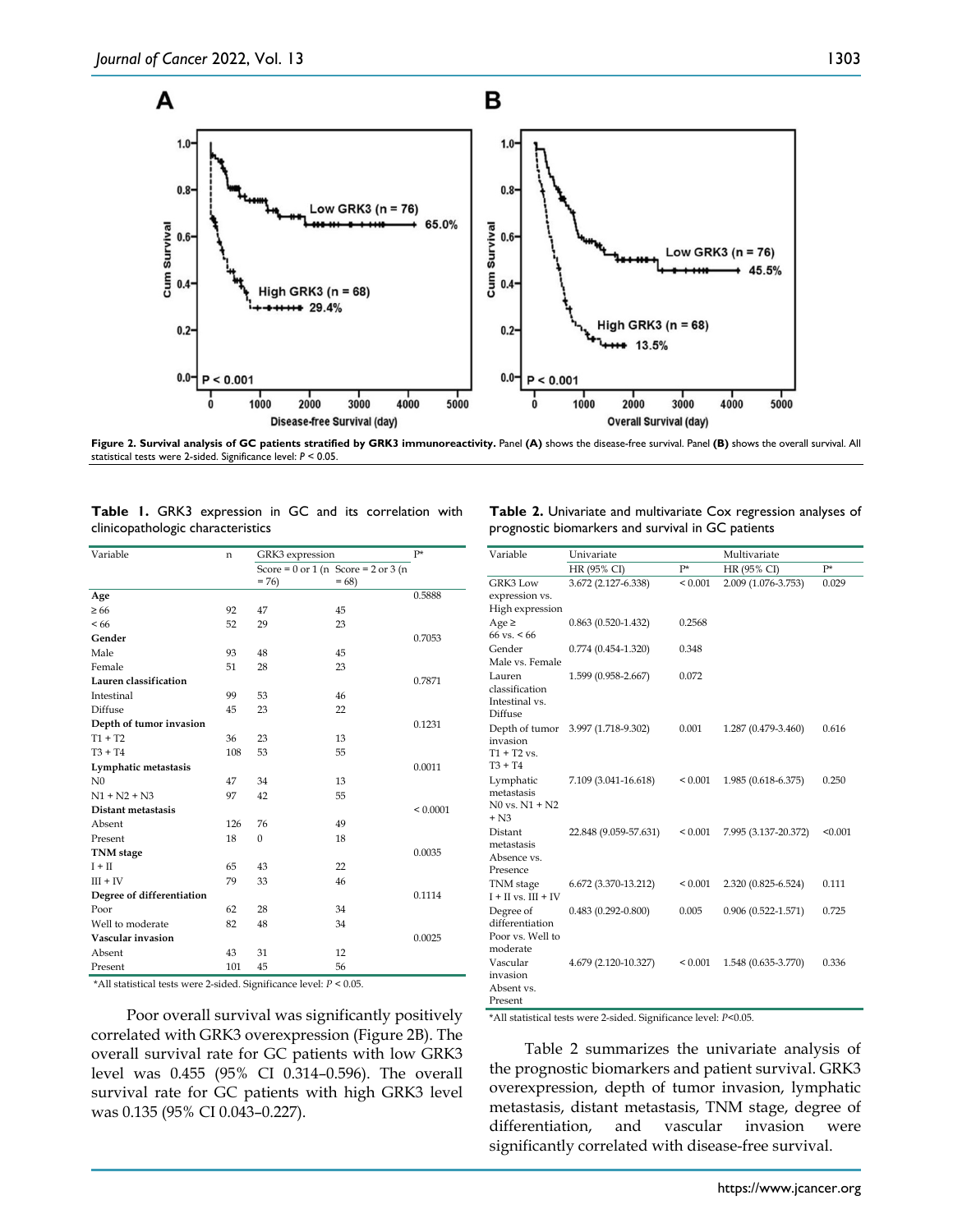**Figure 2. Survival analysis of GC patients stratified by GRK3 immunoreactivity.** Panel **(A)** shows the disease-free survival. Panel **(B)** shows the overall survival. All statistical tests were 2-sided. Significance level: $P < 0.05$.

**Table 1.** GRK3 expression in GC and its correlation with clinicopathologic characteristics

| Variable | n | GRK3 expression | | P* |
|---|---|---|---|---|
| | | Score = 0 or 1 (n = 76) | Score = 2 or 3 (n = 68) | |
| **Age** | | | | 0.5888 |
| ≥ 66 | 92 | 47 | 45 | |
| < 66 | 52 | 29 | 23 | |
| **Gender** | | | | 0.7053 |
| Male | 93 | 48 | 45 | |
| Female | 51 | 28 | 23 | |
| **Lauren classification** | | | | 0.7871 |
| Intestinal | 99 | 53 | 46 | |
| Diffuse | 45 | 23 | 22 | |
| **Depth of tumor invasion** | | | | 0.1231 |
| T1 + T2 | 36 | 23 | 13 | |
| T3 + T4 | 108 | 53 | 55 | |
| **Lymphatic metastasis** | | | | 0.0011 |
| N0 | 47 | 34 | 13 | |
| N1 + N2 + N3 | 97 | 42 | 55 | |
| **Distant metastasis** | | | | < 0.0001 |
| Absent | 126 | 76 | 49 | |
| Present | 18 | 0 | 18 | |
| **TNM stage** | | | | 0.0035 |
| I + II | 65 | 43 | 22 | |
| III + IV | 79 | 33 | 46 | |
| **Degree of differentiation** | | | | 0.1114 |
| Poor | 62 | 28 | 34 | |
| Well to moderate | 82 | 48 | 34 | |
| **Vascular invasion** | | | | 0.0025 |
| Absent | 43 | 31 | 12 | |
| Present | 101 | 45 | 56 | |

*All statistical tests were 2-sided. Significance level: $P < 0.05$.

Poor overall survival was significantly positively correlated with GRK3 overexpression (Figure 2B). The overall survival rate for GC patients with low GRK3 level was 0.455 (95% CI 0.314–0.596). The overall survival rate for GC patients with high GRK3 level was 0.135 (95% CI 0.043–0.227).

**Table 2.** Univariate and multivariate Cox regression analyses of prognostic biomarkers and survival in GC patients

| Variable | Univariate | | Multivariate | |
|---|---|---|---|---|
| | HR (95% CI) | P* | HR (95% CI) | P* |
| GRK3 Low expression vs. High expression | 3.672 (2.127-6.338) | < 0.001 | 2.009 (1.076-3.753) | 0.029 |
| Age ≥ 66 vs. < 66 | 0.863 (0.520-1.432) | 0.2568 | | |
| Gender Male vs. Female | 0.774 (0.454-1.320) | 0.348 | | |
| Lauren classification Intestinal vs. Diffuse | 1.599 (0.958-2.667) | 0.072 | | |
| Depth of tumor invasion T1 + T2 vs. T3 + T4 | 3.997 (1.718-9.302) | 0.001 | 1.287 (0.479-3.460) | 0.616 |
| Lymphatic metastasis N0 vs. N1 + N2 + N3 | 7.109 (3.041-16.618) | < 0.001 | 1.985 (0.618-6.375) | 0.250 |
| Distant metastasis Absence vs. Presence | 22.848 (9.059-57.631) | < 0.001 | 7.995 (3.137-20.372) | <0.001 |
| TNM stage I + II vs. III + IV | 6.672 (3.370-13.212) | < 0.001 | 2.320 (0.825-6.524) | 0.111 |
| Degree of differentiation Poor vs. Well to moderate | 0.483 (0.292-0.800) | 0.005 | 0.906 (0.522-1.571) | 0.725 |
| Vascular invasion Absent vs. Present | 4.679 (2.120-10.327) | < 0.001 | 1.548 (0.635-3.770) | 0.336 |

*All statistical tests were 2-sided. Significance level: $P<0.05$.

Table 2 summarizes the univariate analysis of the prognostic biomarkers and patient survival. GRK3 overexpression, depth of tumor invasion, lymphatic metastasis, distant metastasis, TNM stage, degree of differentiation, and vascular invasion were significantly correlated with disease-free survival.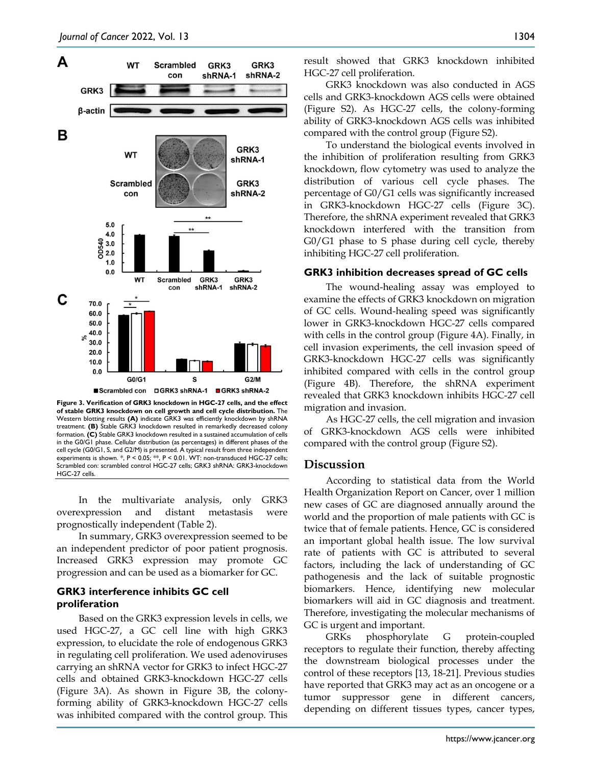**Figure 3. Verification of GRK3 knockdown in HGC-27 cells, and the effect of stable GRK3 knockdown on cell growth and cell cycle distribution.** The Western blotting results **(A)** indicate GRK3 was efficiently knockdown by shRNA treatment. **(B)** Stable GRK3 knockdown resulted in remarkedly decreased colony formation. **(C)** Stable GRK3 knockdown resulted in a sustained accumulation of cells in the G0/G1 phase. Cellular distribution (as percentages) in different phases of the cell cycle (G0/G1, S, and G2/M) is presented. A typical result from three independent experiments is shown. *, $P < 0.05$; **, $P < 0.01$. WT: non-transduced HGC-27 cells; Scrambled con: scrambled control HGC-27 cells; GRK3 shRNA: GRK3-knockdown HGC-27 cells.

In the multivariate analysis, only GRK3 overexpression and distant metastasis were prognostically independent (Table 2).

In summary, GRK3 overexpression seemed to be an independent predictor of poor patient prognosis. Increased GRK3 expression may promote GC progression and can be used as a biomarker for GC.

### GRK3 interference inhibits GC cell proliferation

Based on the GRK3 expression levels in cells, we used HGC-27, a GC cell line with high GRK3 expression, to elucidate the role of endogenous GRK3 in regulating cell proliferation. We used adenoviruses carrying an shRNA vector for GRK3 to infect HGC-27 cells and obtained GRK3-knockdown HGC-27 cells (Figure 3A). As shown in Figure 3B, the colony-forming ability of GRK3-knockdown HGC-27 cells was inhibited compared with the control group. This result showed that GRK3 knockdown inhibited HGC-27 cell proliferation.

GRK3 knockdown was also conducted in AGS cells and GRK3-knockdown AGS cells were obtained (Figure S2). As HGC-27 cells, the colony-forming ability of GRK3-knockdown AGS cells was inhibited compared with the control group (Figure S2).

To understand the biological events involved in the inhibition of proliferation resulting from GRK3 knockdown, flow cytometry was used to analyze the distribution of various cell cycle phases. The percentage of G0/G1 cells was significantly increased in GRK3-knockdown HGC-27 cells (Figure 3C). Therefore, the shRNA experiment revealed that GRK3 knockdown interfered with the transition from G0/G1 phase to S phase during cell cycle, thereby inhibiting HGC-27 cell proliferation.

### GRK3 inhibition decreases spread of GC cells

The wound-healing assay was employed to examine the effects of GRK3 knockdown on migration of GC cells. Wound-healing speed was significantly lower in GRK3-knockdown HGC-27 cells compared with cells in the control group (Figure 4A). Finally, in cell invasion experiments, the cell invasion speed of GRK3-knockdown HGC-27 cells was significantly inhibited compared with cells in the control group (Figure 4B). Therefore, the shRNA experiment revealed that GRK3 knockdown inhibits HGC-27 cell migration and invasion.

As HGC-27 cells, the cell migration and invasion of GRK3-knockdown AGS cells were inhibited compared with the control group (Figure S2).

## Discussion

According to statistical data from the World Health Organization Report on Cancer, over 1 million new cases of GC are diagnosed annually around the world and the proportion of male patients with GC is twice that of female patients. Hence, GC is considered an important global health issue. The low survival rate of patients with GC is attributed to several factors, including the lack of understanding of GC pathogenesis and the lack of suitable prognostic biomarkers. Hence, identifying new molecular biomarkers will aid in GC diagnosis and treatment. Therefore, investigating the molecular mechanisms of GC is urgent and important.

GRKs phosphorylate G protein-coupled receptors to regulate their function, thereby affecting the downstream biological processes under the control of these receptors [13, 18-21]. Previous studies have reported that GRK3 may act as an oncogene or a tumor suppressor gene in different cancers, depending on different tissues types, cancer types,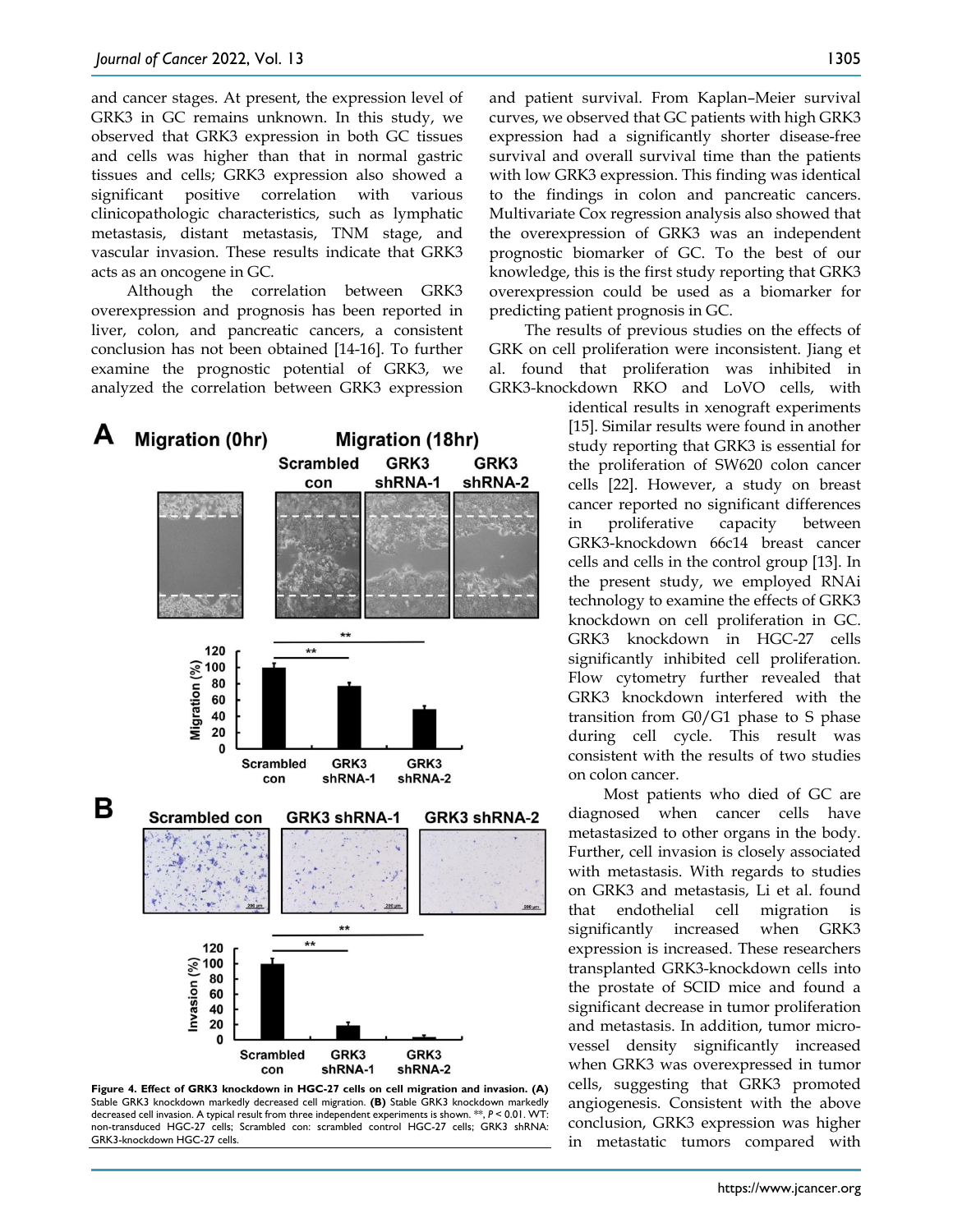and cancer stages. At present, the expression level of GRK3 in GC remains unknown. In this study, we observed that GRK3 expression in both GC tissues and cells was higher than that in normal gastric tissues and cells; GRK3 expression also showed a significant positive correlation with various clinicopathologic characteristics, such as lymphatic metastasis, distant metastasis, TNM stage, and vascular invasion. These results indicate that GRK3 acts as an oncogene in GC.

Although the correlation between GRK3 overexpression and prognosis has been reported in liver, colon, and pancreatic cancers, a consistent conclusion has not been obtained [14-16]. To further examine the prognostic potential of GRK3, we analyzed the correlation between GRK3 expression and patient survival. From Kaplan–Meier survival curves, we observed that GC patients with high GRK3 expression had a significantly shorter disease-free survival and overall survival time than the patients with low GRK3 expression. This finding was identical to the findings in colon and pancreatic cancers. Multivariate Cox regression analysis also showed that the overexpression of GRK3 was an independent prognostic biomarker of GC. To the best of our knowledge, this is the first study reporting that GRK3 overexpression could be used as a biomarker for predicting patient prognosis in GC.

The results of previous studies on the effects of GRK on cell proliferation were inconsistent. Jiang et al. found that proliferation was inhibited in GRK3-knockdown RKO and LoVO cells, with identical results in xenograft experiments [15]. Similar results were found in another study reporting that GRK3 is essential for the proliferation of SW620 colon cancer cells [22]. However, a study on breast cancer reported no significant differences in proliferative capacity between GRK3-knockdown 66c14 breast cancer cells and cells in the control group [13]. In the present study, we employed RNAi technology to examine the effects of GRK3 knockdown on cell proliferation in GC. GRK3 knockdown in HGC-27 cells significantly inhibited cell proliferation. Flow cytometry further revealed that GRK3 knockdown interfered with the transition from G0/G1 phase to S phase during cell cycle. This result was consistent with the results of two studies on colon cancer.

**Figure 4. Effect of GRK3 knockdown in HGC-27 cells on cell migration and invasion. (A)** Stable GRK3 knockdown markedly decreased cell migration. **(B)** Stable GRK3 knockdown markedly decreased cell invasion. A typical result from three independent experiments is shown. **, $P < 0.01$. WT: non-transduced HGC-27 cells; Scrambled con: scrambled control HGC-27 cells; GRK3 shRNA: GRK3-knockdown HGC-27 cells.

Most patients who died of GC are diagnosed when cancer cells have metastasized to other organs in the body. Further, cell invasion is closely associated with metastasis. With regards to studies on GRK3 and metastasis, Li et al. found that endothelial cell migration is significantly increased when GRK3 expression is increased. These researchers transplanted GRK3-knockdown cells into the prostate of SCID mice and found a significant decrease in tumor proliferation and metastasis. In addition, tumor micro-vessel density significantly increased when GRK3 was overexpressed in tumor cells, suggesting that GRK3 promoted angiogenesis. Consistent with the above conclusion, GRK3 expression was higher in metastatic tumors compared with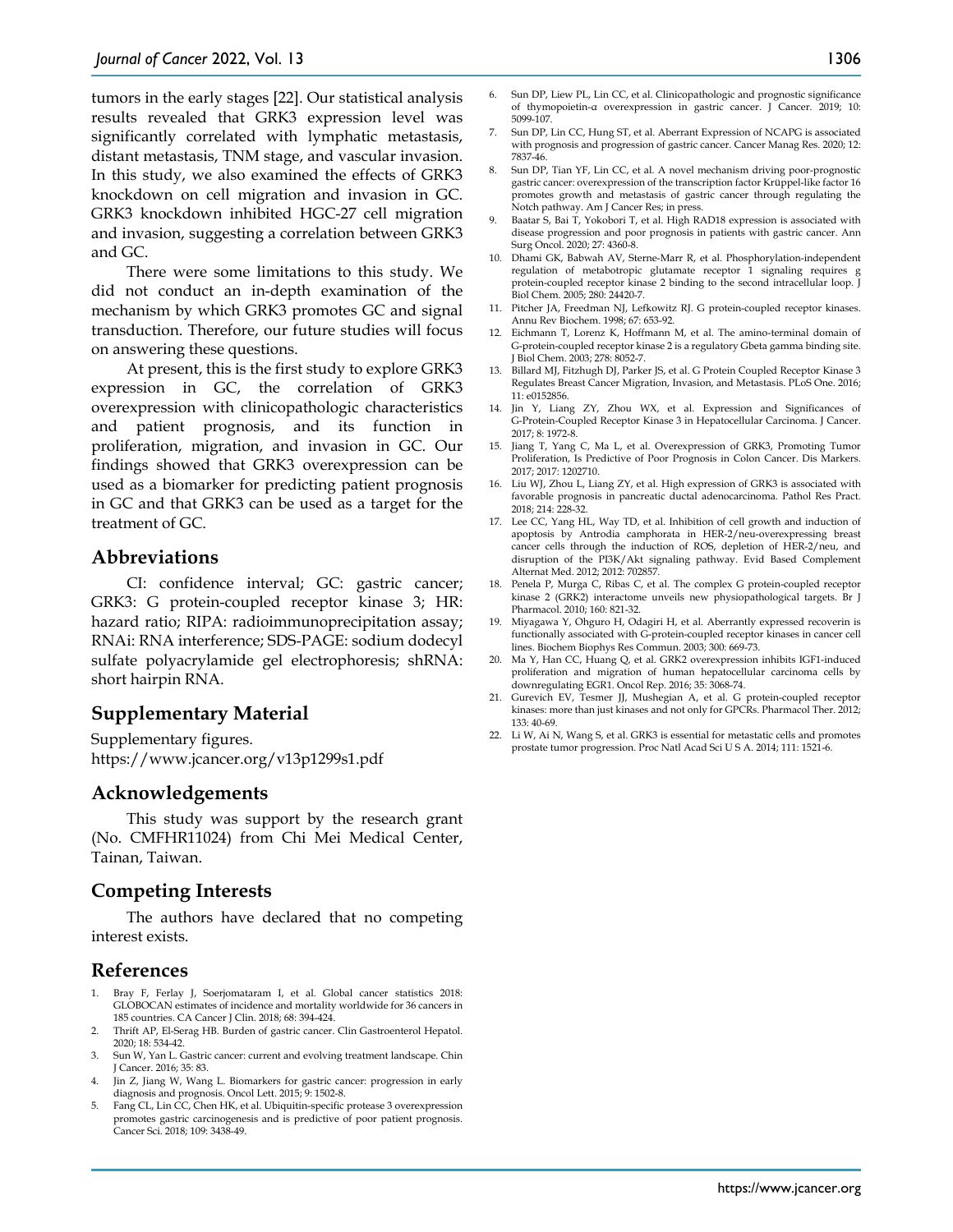tumors in the early stages [22]. Our statistical analysis results revealed that GRK3 expression level was significantly correlated with lymphatic metastasis, distant metastasis, TNM stage, and vascular invasion. In this study, we also examined the effects of GRK3 knockdown on cell migration and invasion in GC. GRK3 knockdown inhibited HGC-27 cell migration and invasion, suggesting a correlation between GRK3 and GC.

There were some limitations to this study. We did not conduct an in-depth examination of the mechanism by which GRK3 promotes GC and signal transduction. Therefore, our future studies will focus on answering these questions.

At present, this is the first study to explore GRK3 expression in GC, the correlation of GRK3 overexpression with clinicopathologic characteristics and patient prognosis, and its function in proliferation, migration, and invasion in GC. Our findings showed that GRK3 overexpression can be used as a biomarker for predicting patient prognosis in GC and that GRK3 can be used as a target for the treatment of GC.

## Abbreviations

CI: confidence interval; GC: gastric cancer; GRK3: G protein-coupled receptor kinase 3; HR: hazard ratio; RIPA: radioimmunoprecipitation assay; RNAi: RNA interference; SDS-PAGE: sodium dodecyl sulfate polyacrylamide gel electrophoresis; shRNA: short hairpin RNA.

## Supplementary Material

Supplementary figures.
https://www.jcancer.org/v13p1299s1.pdf

## Acknowledgements

This study was support by the research grant (No. CMFHR11024) from Chi Mei Medical Center, Tainan, Taiwan.

## Competing Interests

The authors have declared that no competing interest exists.

## References

1. Bray F, Ferlay J, Soerjomataram I, et al. Global cancer statistics 2018: GLOBOCAN estimates of incidence and mortality worldwide for 36 cancers in 185 countries. CA Cancer J Clin. 2018; 68: 394-424.
2. Thrift AP, El-Serag HB. Burden of gastric cancer. Clin Gastroenterol Hepatol. 2020; 18: 534-42.
3. Sun W, Yan L. Gastric cancer: current and evolving treatment landscape. Chin J Cancer. 2016; 35: 83.
4. Jin Z, Jiang W, Wang L. Biomarkers for gastric cancer: progression in early diagnosis and prognosis. Oncol Lett. 2015; 9: 1502-8.
5. Fang CL, Lin CC, Chen HK, et al. Ubiquitin-specific protease 3 overexpression promotes gastric carcinogenesis and is predictive of poor patient prognosis. Cancer Sci. 2018; 109: 3438-49.
6. Sun DP, Liew PL, Lin CC, et al. Clinicopathologic and prognostic significance of thymopoietin-α overexpression in gastric cancer. J Cancer. 2019; 10: 5099-107.
7. Sun DP, Lin CC, Hung ST, et al. Aberrant Expression of NCAPG is associated with prognosis and progression of gastric cancer. Cancer Manag Res. 2020; 12: 7837-46.
8. Sun DP, Tian YF, Lin CC, et al. A novel mechanism driving poor-prognostic gastric cancer: overexpression of the transcription factor Krüppel-like factor 16 promotes growth and metastasis of gastric cancer through regulating the Notch pathway. Am J Cancer Res; in press.
9. Baatar S, Bai T, Yokobori T, et al. High RAD18 expression is associated with disease progression and poor prognosis in patients with gastric cancer. Ann Surg Oncol. 2020; 27: 4360-8.
10. Dhami GK, Babwah AV, Sterne-Marr R, et al. Phosphorylation-independent regulation of metabotropic glutamate receptor 1 signaling requires g protein-coupled receptor kinase 2 binding to the second intracellular loop. J Biol Chem. 2005; 280: 24420-7.
11. Pitcher JA, Freedman NJ, Lefkowitz RJ. G protein-coupled receptor kinases. Annu Rev Biochem. 1998; 67: 653-92.
12. Eichmann T, Lorenz K, Hoffmann M, et al. The amino-terminal domain of G-protein-coupled receptor kinase 2 is a regulatory Gbeta gamma binding site. J Biol Chem. 2003; 278: 8052-7.
13. Billard MJ, Fitzhugh DJ, Parker JS, et al. G Protein Coupled Receptor Kinase 3 Regulates Breast Cancer Migration, Invasion, and Metastasis. PLoS One. 2016; 11: e0152856.
14. Jin Y, Liang ZY, Zhou WX, et al. Expression and Significances of G-Protein-Coupled Receptor Kinase 3 in Hepatocellular Carcinoma. J Cancer. 2017; 8: 1972-8.
15. Jiang T, Yang C, Ma L, et al. Overexpression of GRK3, Promoting Tumor Proliferation, Is Predictive of Poor Prognosis in Colon Cancer. Dis Markers. 2017; 2017: 1202710.
16. Liu WJ, Zhou L, Liang ZY, et al. High expression of GRK3 is associated with favorable prognosis in pancreatic ductal adenocarcinoma. Pathol Res Pract. 2018; 214: 228-32.
17. Lee CC, Yang HL, Way TD, et al. Inhibition of cell growth and induction of apoptosis by Antrodia camphorata in HER-2/neu-overexpressing breast cancer cells through the induction of ROS, depletion of HER-2/neu, and disruption of the PI3K/Akt signaling pathway. Evid Based Complement Alternat Med. 2012; 2012: 702857.
18. Penela P, Murga C, Ribas C, et al. The complex G protein-coupled receptor kinase 2 (GRK2) interactome unveils new physiopathological targets. Br J Pharmacol. 2010; 160: 821-32.
19. Miyagawa Y, Ohguro H, Odagiri H, et al. Aberrantly expressed recoverin is functionally associated with G-protein-coupled receptor kinases in cancer cell lines. Biochem Biophys Res Commun. 2003; 300: 669-73.
20. Ma Y, Han CC, Huang Q, et al. GRK2 overexpression inhibits IGF1-induced proliferation and migration of human hepatocellular carcinoma cells by downregulating EGR1. Oncol Rep. 2016; 35: 3068-74.
21. Gurevich EV, Tesmer JJ, Mushegian A, et al. G protein-coupled receptor kinases: more than just kinases and not only for GPCRs. Pharmacol Ther. 2012; 133: 40-69.
22. Li W, Ai N, Wang S, et al. GRK3 is essential for metastatic cells and promotes prostate tumor progression. Proc Natl Acad Sci U S A. 2014; 111: 1521-6.